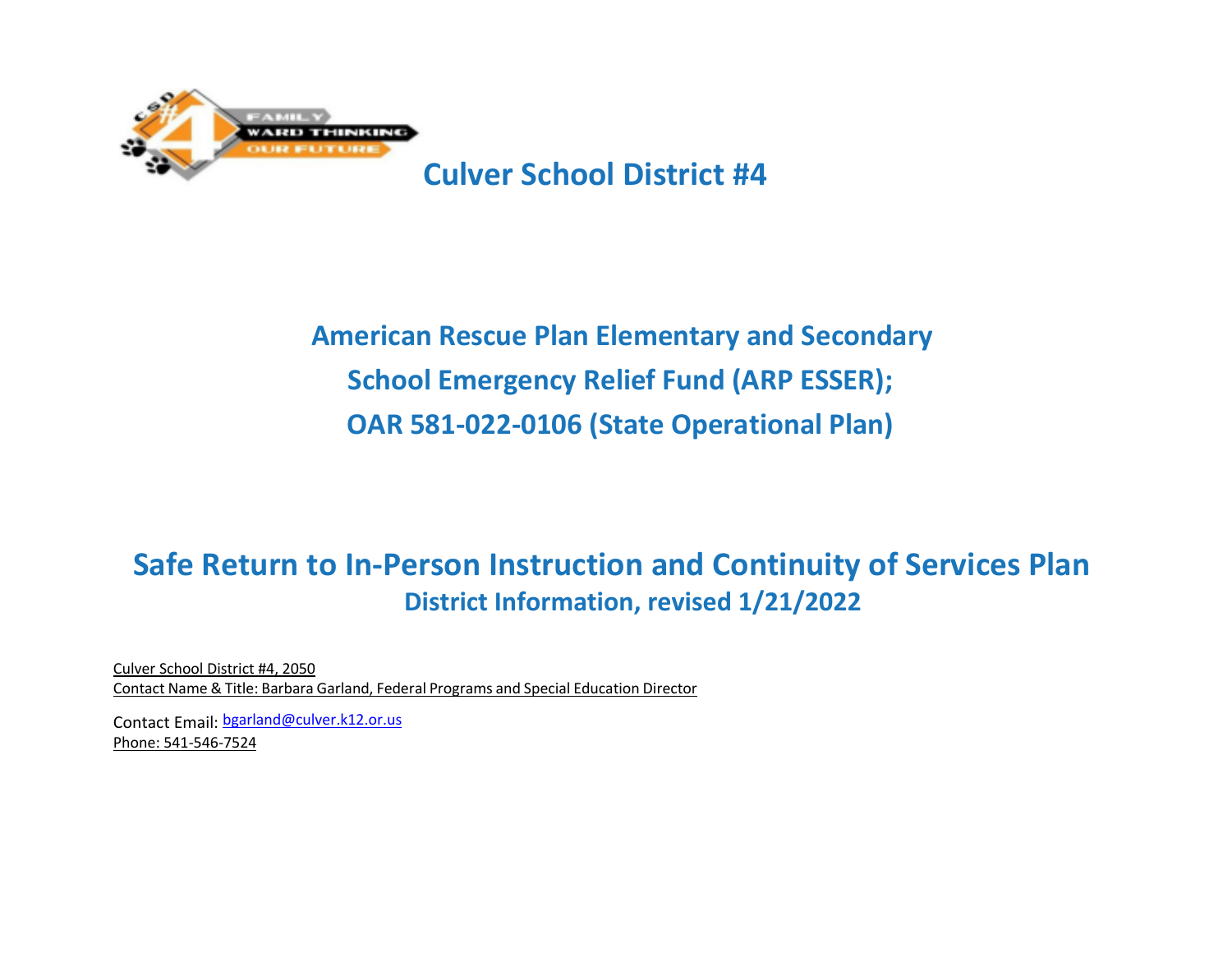# Culver School District #4

## American Rescue Plan Elementary and Secondary School Emergency Relief Fund (ARP ESSER); OAR 581-022-0106 (State Operational Plan)

## Safe Return to In-Person Instruction and Continuity of Services Plan

### District Information, revised 1/21/2022

Culver School District #4, 2050

Contact Name & Title: Barbara Garland, Federal Programs and Special Education Director

Contact Email: bgarland@culver.k12.or.us

Phone: 541-546-7524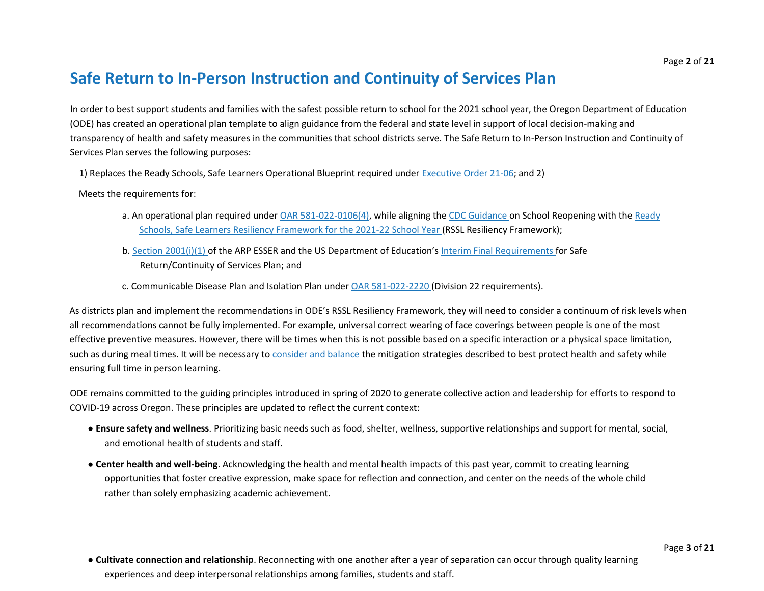# Safe Return to In-Person Instruction and Continuity of Services Plan

In order to best support students and families with the safest possible return to school for the 2021 school year, the Oregon Department of Education (ODE) has created an operational plan template to align guidance from the federal and state level in support of local decision-making and transparency of health and safety measures in the communities that school districts serve. The Safe Return to In-Person Instruction and Continuity of Services Plan serves the following purposes:

1) Replaces the Ready Schools, Safe Learners Operational Blueprint required under Executive Order 21-06; and 2)

Meets the requirements for:

a. An operational plan required under OAR 581-022-0106(4), while aligning the CDC Guidance on School Reopening with the Ready Schools, Safe Learners Resiliency Framework for the 2021-22 School Year (RSSL Resiliency Framework);

b. Section 2001(i)(1) of the ARP ESSER and the US Department of Education's Interim Final Requirements for Safe Return/Continuity of Services Plan; and

c. Communicable Disease Plan and Isolation Plan under OAR 581-022-2220 (Division 22 requirements).

As districts plan and implement the recommendations in ODE's RSSL Resiliency Framework, they will need to consider a continuum of risk levels when all recommendations cannot be fully implemented. For example, universal correct wearing of face coverings between people is one of the most effective preventive measures. However, there will be times when this is not possible based on a specific interaction or a physical space limitation, such as during meal times. It will be necessary to consider and balance the mitigation strategies described to best protect health and safety while ensuring full time in person learning.

ODE remains committed to the guiding principles introduced in spring of 2020 to generate collective action and leadership for efforts to respond to COVID-19 across Oregon. These principles are updated to reflect the current context:

- **Ensure safety and wellness**. Prioritizing basic needs such as food, shelter, wellness, supportive relationships and support for mental, social, and emotional health of students and staff.
- **Center health and well-being**. Acknowledging the health and mental health impacts of this past year, commit to creating learning opportunities that foster creative expression, make space for reflection and connection, and center on the needs of the whole child rather than solely emphasizing academic achievement.
- **Cultivate connection and relationship**. Reconnecting with one another after a year of separation can occur through quality learning experiences and deep interpersonal relationships among families, students and staff.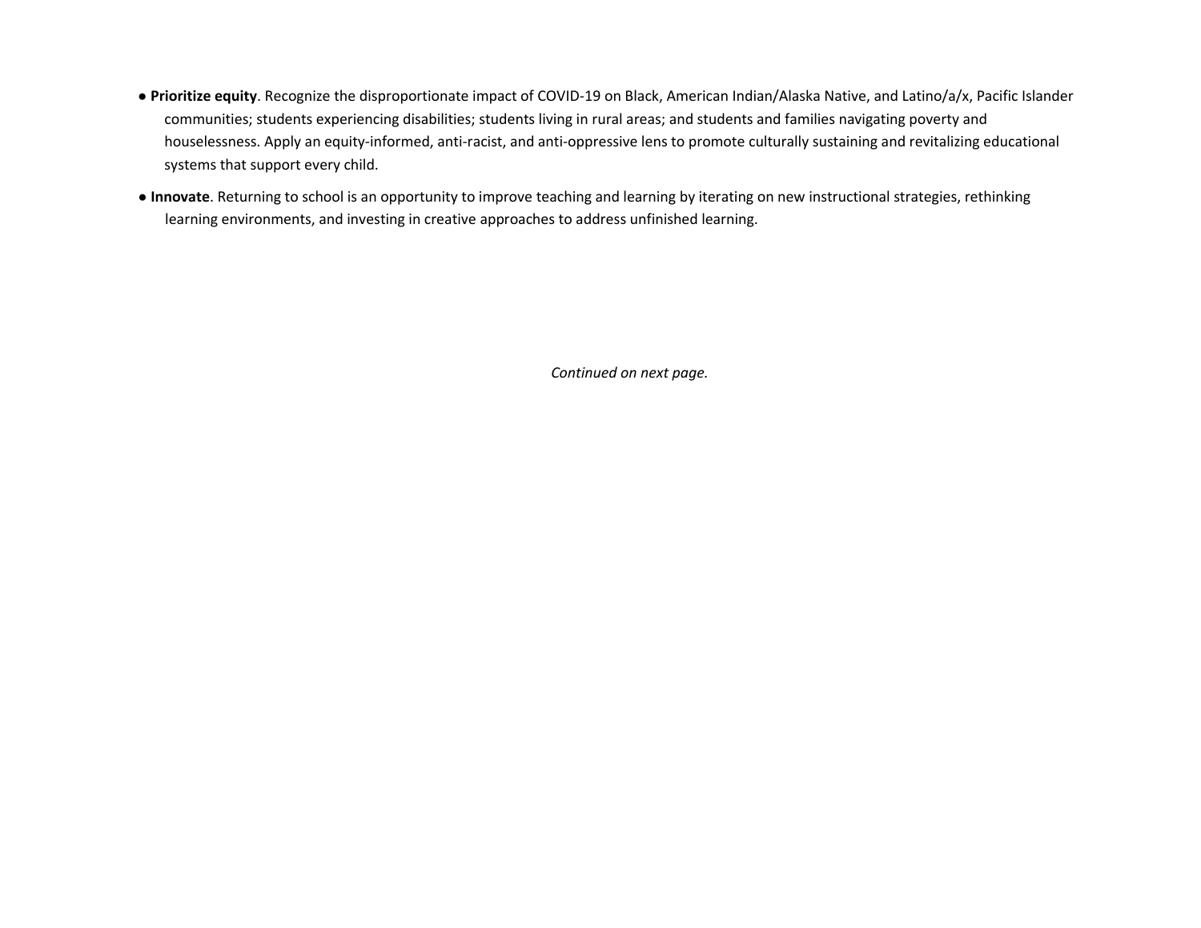- **Prioritize equity**. Recognize the disproportionate impact of COVID-19 on Black, American Indian/Alaska Native, and Latino/a/x, Pacific Islander communities; students experiencing disabilities; students living in rural areas; and students and families navigating poverty and houselessness. Apply an equity-informed, anti-racist, and anti-oppressive lens to promote culturally sustaining and revitalizing educational systems that support every child.
- **Innovate**. Returning to school is an opportunity to improve teaching and learning by iterating on new instructional strategies, rethinking learning environments, and investing in creative approaches to address unfinished learning.

*Continued on next page.*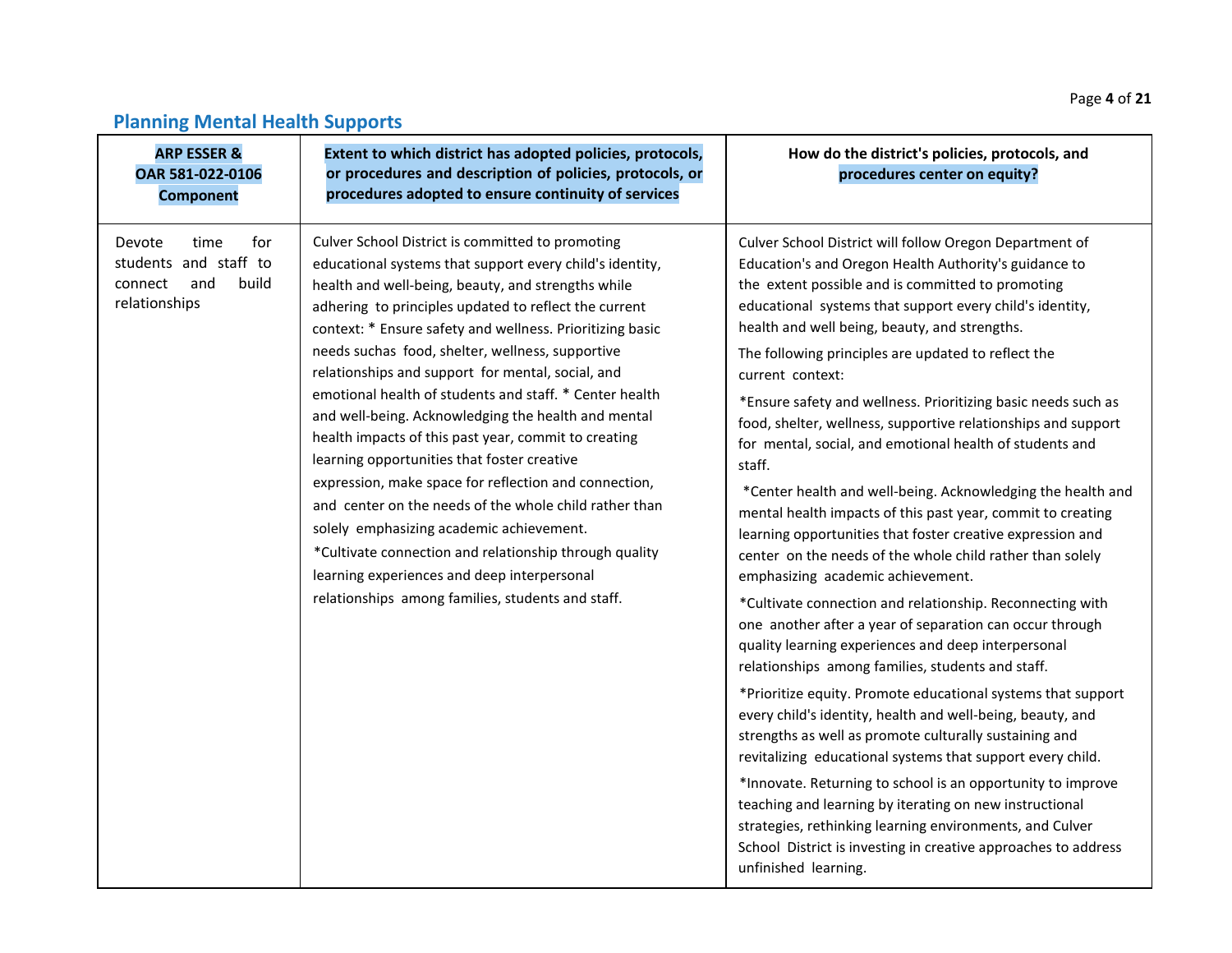## Planning Mental Health Supports

| ARP ESSER & OAR 581-022-0106 Component | Extent to which district has adopted policies, protocols, or procedures and description of policies, protocols, or procedures adopted to ensure continuity of services | How do the district's policies, protocols, and procedures center on equity? |
|---|---|---|
| Devote time for students and staff to connect and build relationships | Culver School District is committed to promoting educational systems that support every child's identity, health and well-being, beauty, and strengths while adhering to principles updated to reflect the current context: * Ensure safety and wellness. Prioritizing basic needs suchas food, shelter, wellness, supportive relationships and support for mental, social, and emotional health of students and staff. * Center health and well-being. Acknowledging the health and mental health impacts of this past year, commit to creating learning opportunities that foster creative expression, make space for reflection and connection, and center on the needs of the whole child rather than solely emphasizing academic achievement. *Cultivate connection and relationship through quality learning experiences and deep interpersonal relationships among families, students and staff. | Culver School District will follow Oregon Department of Education's and Oregon Health Authority's guidance to the extent possible and is committed to promoting educational systems that support every child's identity, health and well being, beauty, and strengths.<br><br>The following principles are updated to reflect the current context:<br><br>*Ensure safety and wellness. Prioritizing basic needs such as food, shelter, wellness, supportive relationships and support for mental, social, and emotional health of students and staff.<br><br>*Center health and well-being. Acknowledging the health and mental health impacts of this past year, commit to creating learning opportunities that foster creative expression and center on the needs of the whole child rather than solely emphasizing academic achievement.<br><br>*Cultivate connection and relationship. Reconnecting with one another after a year of separation can occur through quality learning experiences and deep interpersonal relationships among families, students and staff.<br><br>*Prioritize equity. Promote educational systems that support every child's identity, health and well-being, beauty, and strengths as well as promote culturally sustaining and revitalizing educational systems that support every child.<br><br>*Innovate. Returning to school is an opportunity to improve teaching and learning by iterating on new instructional strategies, rethinking learning environments, and Culver School District is investing in creative approaches to address unfinished learning. |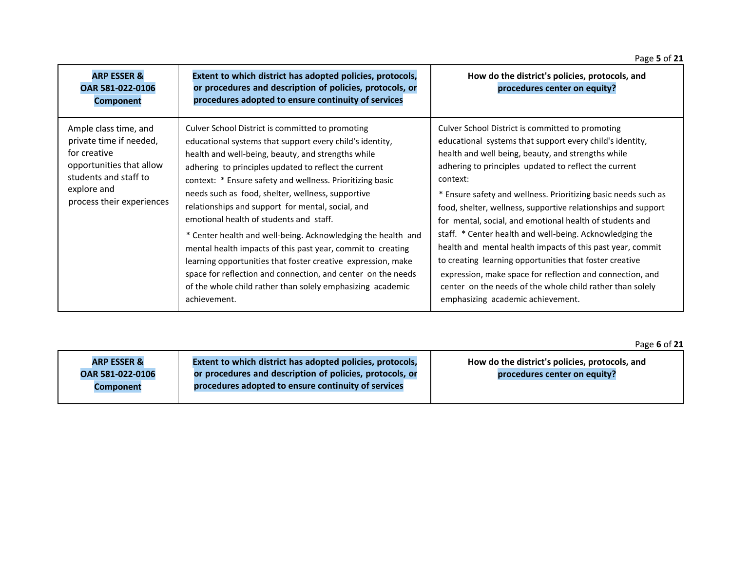| ARP ESSER & OAR 581-022-0106 Component | Extent to which district has adopted policies, protocols, or procedures and description of policies, protocols, or procedures adopted to ensure continuity of services | How do the district's policies, protocols, and procedures center on equity? |
| --- | --- | --- |
| Ample class time, and private time if needed, for creative opportunities that allow students and staff to explore and process their experiences | Culver School District is committed to promoting educational systems that support every child's identity, health and well-being, beauty, and strengths while adhering to principles updated to reflect the current context: * Ensure safety and wellness. Prioritizing basic needs such as food, shelter, wellness, supportive relationships and support for mental, social, and emotional health of students and staff.<br><br>* Center health and well-being. Acknowledging the health and mental health impacts of this past year, commit to creating learning opportunities that foster creative expression, make space for reflection and connection, and center on the needs of the whole child rather than solely emphasizing academic achievement. | Culver School District is committed to promoting educational systems that support every child's identity, health and well being, beauty, and strengths while adhering to principles updated to reflect the current context:<br><br>* Ensure safety and wellness. Prioritizing basic needs such as food, shelter, wellness, supportive relationships and support for mental, social, and emotional health of students and staff. * Center health and well-being. Acknowledging the health and mental health impacts of this past year, commit to creating learning opportunities that foster creative expression, make space for reflection and connection, and center on the needs of the whole child rather than solely emphasizing academic achievement. |

| ARP ESSER & OAR 581-022-0106 Component | Extent to which district has adopted policies, protocols, or procedures and description of policies, protocols, or procedures adopted to ensure continuity of services | How do the district's policies, protocols, and procedures center on equity? |
| --- | --- | --- |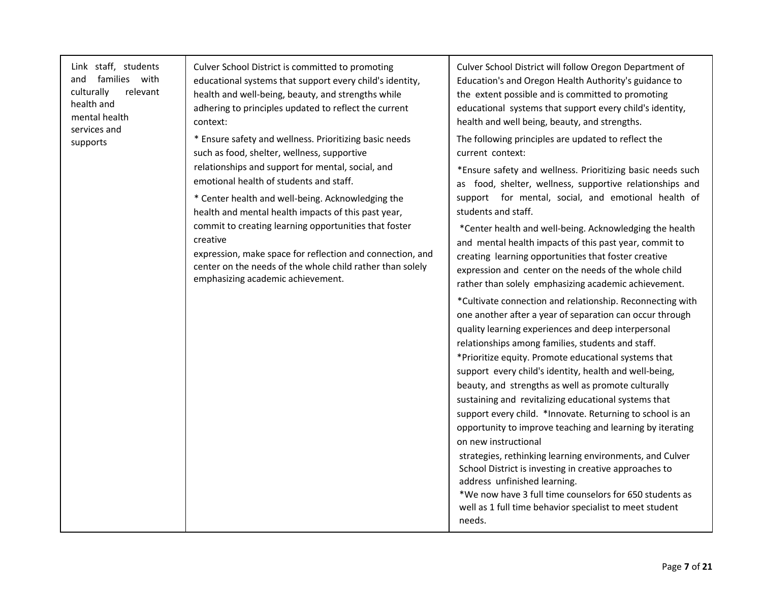| | | |
|---|---|---|
| Link staff, students and families with culturally relevant health and mental health services and supports | Culver School District is committed to promoting educational systems that support every child's identity, health and well-being, beauty, and strengths while adhering to principles updated to reflect the current context:<br><br>* Ensure safety and wellness. Prioritizing basic needs such as food, shelter, wellness, supportive relationships and support for mental, social, and emotional health of students and staff.<br><br>* Center health and well-being. Acknowledging the health and mental health impacts of this past year, commit to creating learning opportunities that foster creative expression, make space for reflection and connection, and center on the needs of the whole child rather than solely emphasizing academic achievement. | Culver School District will follow Oregon Department of Education's and Oregon Health Authority's guidance to the extent possible and is committed to promoting educational systems that support every child's identity, health and well being, beauty, and strengths.<br><br>The following principles are updated to reflect the current context:<br><br>*Ensure safety and wellness. Prioritizing basic needs such as food, shelter, wellness, supportive relationships and support for mental, social, and emotional health of students and staff.<br><br>*Center health and well-being. Acknowledging the health and mental health impacts of this past year, commit to creating learning opportunities that foster creative expression and center on the needs of the whole child rather than solely emphasizing academic achievement.<br><br>*Cultivate connection and relationship. Reconnecting with one another after a year of separation can occur through quality learning experiences and deep interpersonal relationships among families, students and staff.<br>*Prioritize equity. Promote educational systems that support every child's identity, health and well-being, beauty, and strengths as well as promote culturally sustaining and revitalizing educational systems that support every child. *Innovate. Returning to school is an opportunity to improve teaching and learning by iterating on new instructional strategies, rethinking learning environments, and Culver School District is investing in creative approaches to address unfinished learning.<br>*We now have 3 full time counselors for 650 students as well as 1 full time behavior specialist to meet student needs. |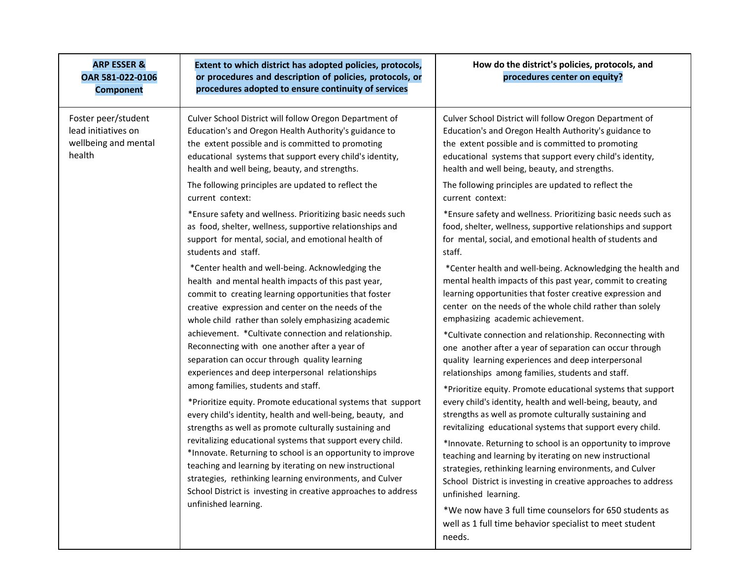| ARP ESSER & OAR 581-022-0106 Component | Extent to which district has adopted policies, protocols, or procedures and description of policies, protocols, or procedures adopted to ensure continuity of services | How do the district's policies, protocols, and procedures center on equity? |
|---|---|---|
| Foster peer/student lead initiatives on wellbeing and mental health | Culver School District will follow Oregon Department of Education's and Oregon Health Authority's guidance to the extent possible and is committed to promoting educational systems that support every child's identity, health and well being, beauty, and strengths.<br><br>The following principles are updated to reflect the current context:<br><br>*Ensure safety and wellness. Prioritizing basic needs such as food, shelter, wellness, supportive relationships and support for mental, social, and emotional health of students and staff.<br><br>*Center health and well-being. Acknowledging the health and mental health impacts of this past year, commit to creating learning opportunities that foster creative expression and center on the needs of the whole child rather than solely emphasizing academic achievement. *Cultivate connection and relationship. Reconnecting with one another after a year of separation can occur through quality learning experiences and deep interpersonal relationships among families, students and staff.<br><br>*Prioritize equity. Promote educational systems that support every child's identity, health and well-being, beauty, and strengths as well as promote culturally sustaining and revitalizing educational systems that support every child. *Innovate. Returning to school is an opportunity to improve teaching and learning by iterating on new instructional strategies, rethinking learning environments, and Culver School District is investing in creative approaches to address unfinished learning. | Culver School District will follow Oregon Department of Education's and Oregon Health Authority's guidance to the extent possible and is committed to promoting educational systems that support every child's identity, health and well being, beauty, and strengths.<br><br>The following principles are updated to reflect the current context:<br><br>*Ensure safety and wellness. Prioritizing basic needs such as food, shelter, wellness, supportive relationships and support for mental, social, and emotional health of students and staff.<br><br>*Center health and well-being. Acknowledging the health and mental health impacts of this past year, commit to creating learning opportunities that foster creative expression and center on the needs of the whole child rather than solely emphasizing academic achievement.<br><br>*Cultivate connection and relationship. Reconnecting with one another after a year of separation can occur through quality learning experiences and deep interpersonal relationships among families, students and staff.<br><br>*Prioritize equity. Promote educational systems that support every child's identity, health and well-being, beauty, and strengths as well as promote culturally sustaining and revitalizing educational systems that support every child.<br><br>*Innovate. Returning to school is an opportunity to improve teaching and learning by iterating on new instructional strategies, rethinking learning environments, and Culver School District is investing in creative approaches to address unfinished learning.<br><br>*We now have 3 full time counselors for 650 students as well as 1 full time behavior specialist to meet student needs. |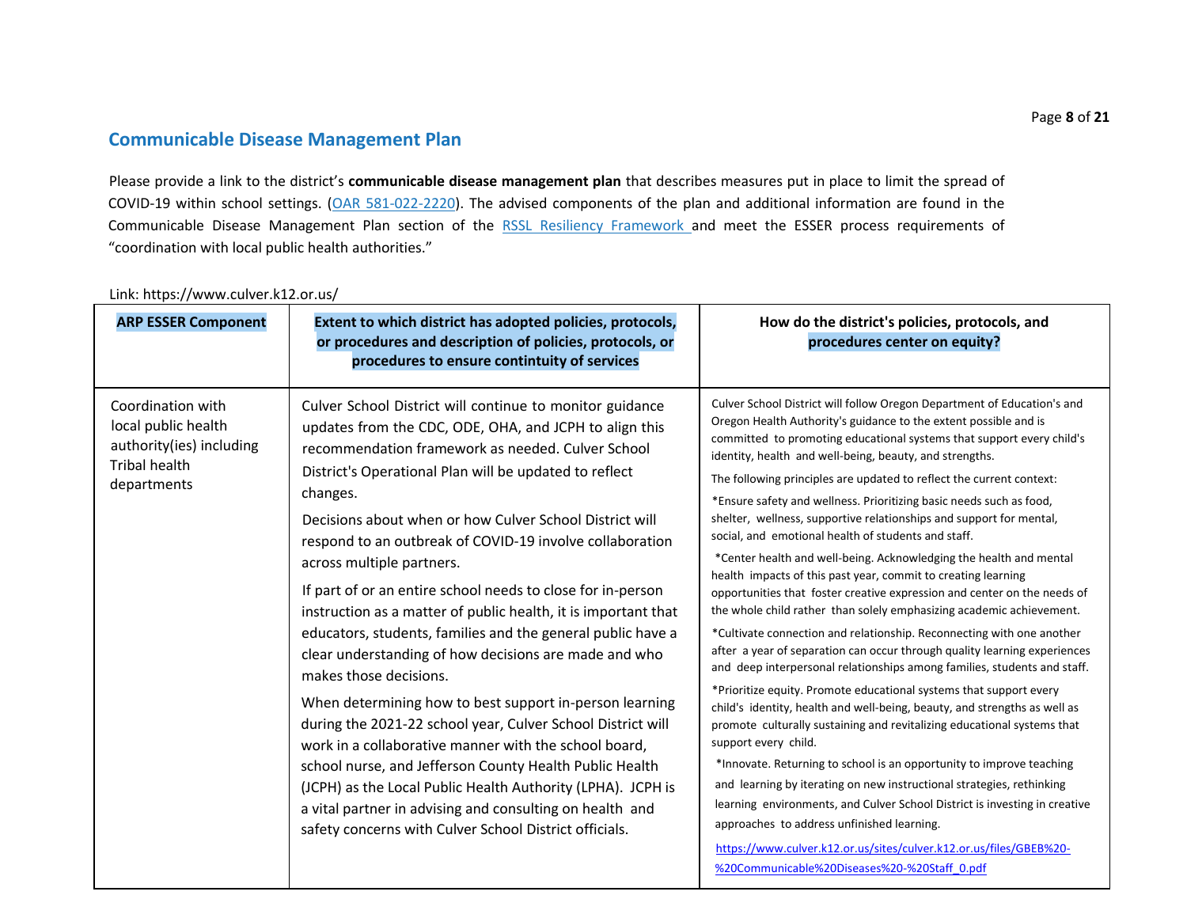## Communicable Disease Management Plan

Please provide a link to the district's **communicable disease management plan** that describes measures put in place to limit the spread of COVID-19 within school settings. (OAR 581-022-2220). The advised components of the plan and additional information are found in the Communicable Disease Management Plan section of the RSSL Resiliency Framework and meet the ESSER process requirements of "coordination with local public health authorities."

Link: https://www.culver.k12.or.us/

| ARP ESSER Component | Extent to which district has adopted policies, protocols, or procedures and description of policies, protocols, or procedures to ensure contintuity of services | How do the district's policies, protocols, and procedures center on equity? |
|---|---|---|
| Coordination with local public health authority(ies) including Tribal health departments | Culver School District will continue to monitor guidance updates from the CDC, ODE, OHA, and JCPH to align this recommendation framework as needed. Culver School District's Operational Plan will be updated to reflect changes.<br><br>Decisions about when or how Culver School District will respond to an outbreak of COVID-19 involve collaboration across multiple partners.<br><br>If part of or an entire school needs to close for in-person instruction as a matter of public health, it is important that educators, students, families and the general public have a clear understanding of how decisions are made and who makes those decisions.<br><br>When determining how to best support in-person learning during the 2021-22 school year, Culver School District will work in a collaborative manner with the school board, school nurse, and Jefferson County Health Public Health (JCPH) as the Local Public Health Authority (LPHA). JCPH is a vital partner in advising and consulting on health and safety concerns with Culver School District officials. | Culver School District will follow Oregon Department of Education's and Oregon Health Authority's guidance to the extent possible and is committed to promoting educational systems that support every child's identity, health and well-being, beauty, and strengths.<br><br>The following principles are updated to reflect the current context:<br><br>*Ensure safety and wellness. Prioritizing basic needs such as food, shelter, wellness, supportive relationships and support for mental, social, and emotional health of students and staff.<br><br>*Center health and well-being. Acknowledging the health and mental health impacts of this past year, commit to creating learning opportunities that foster creative expression and center on the needs of the whole child rather than solely emphasizing academic achievement.<br><br>*Cultivate connection and relationship. Reconnecting with one another after a year of separation can occur through quality learning experiences and deep interpersonal relationships among families, students and staff.<br><br>*Prioritize equity. Promote educational systems that support every child's identity, health and well-being, beauty, and strengths as well as promote culturally sustaining and revitalizing educational systems that support every child.<br><br>*Innovate. Returning to school is an opportunity to improve teaching and learning by iterating on new instructional strategies, rethinking learning environments, and Culver School District is investing in creative approaches to address unfinished learning.<br><br>https://www.culver.k12.or.us/sites/culver.k12.or.us/files/GBEB%20-%20Communicable%20Diseases%20-%20Staff_0.pdf |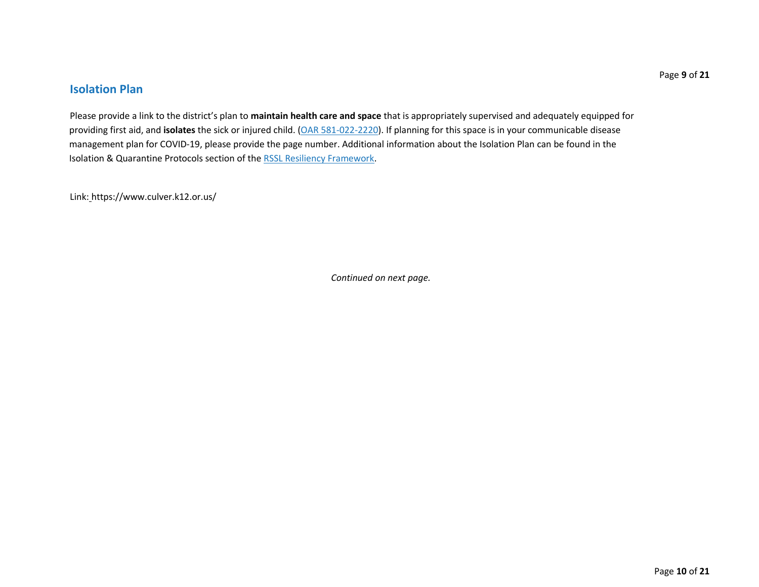## Isolation Plan

Please provide a link to the district's plan to **maintain health care and space** that is appropriately supervised and adequately equipped for providing first aid, and **isolates** the sick or injured child. (OAR 581-022-2220). If planning for this space is in your communicable disease management plan for COVID-19, please provide the page number. Additional information about the Isolation Plan can be found in the Isolation & Quarantine Protocols section of the RSSL Resiliency Framework.

Link: https://www.culver.k12.or.us/

*Continued on next page.*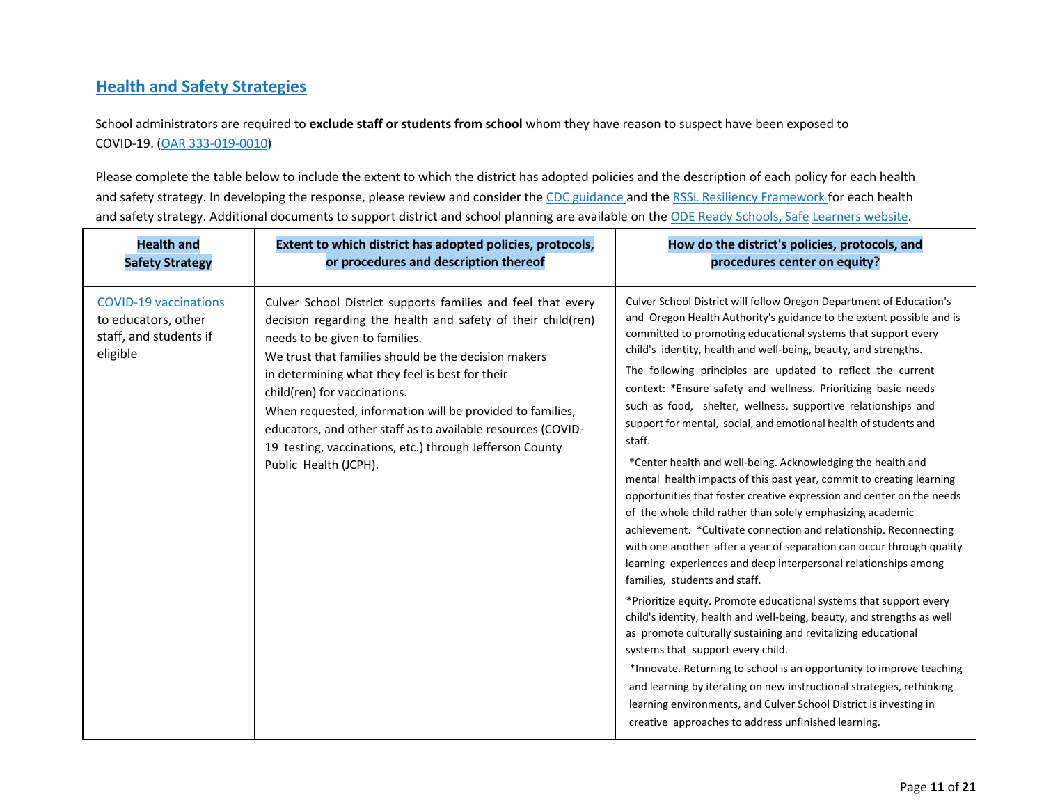## Health and Safety Strategies

School administrators are required to **exclude staff or students from school** whom they have reason to suspect have been exposed to COVID-19. (OAR 333-019-0010)

Please complete the table below to include the extent to which the district has adopted policies and the description of each policy for each health and safety strategy. In developing the response, please review and consider the CDC guidance and the RSSL Resiliency Framework for each health and safety strategy. Additional documents to support district and school planning are available on the ODE Ready Schools, Safe Learners website.

| Health and Safety Strategy | Extent to which district has adopted policies, protocols, or procedures and description thereof | How do the district's policies, protocols, and procedures center on equity? |
|---|---|---|
| COVID-19 vaccinations to educators, other staff, and students if eligible | Culver School District supports families and feel that every decision regarding the health and safety of their child(ren) needs to be given to families.<br>We trust that families should be the decision makers in determining what they feel is best for their child(ren) for vaccinations.<br>When requested, information will be provided to families, educators, and other staff as to available resources (COVID-19 testing, vaccinations, etc.) through Jefferson County Public Health (JCPH). | Culver School District will follow Oregon Department of Education's and Oregon Health Authority's guidance to the extent possible and is committed to promoting educational systems that support every child's identity, health and well-being, beauty, and strengths.<br>The following principles are updated to reflect the current context: *Ensure safety and wellness. Prioritizing basic needs such as food, shelter, wellness, supportive relationships and support for mental, social, and emotional health of students and staff.<br>*Center health and well-being. Acknowledging the health and mental health impacts of this past year, commit to creating learning opportunities that foster creative expression and center on the needs of the whole child rather than solely emphasizing academic achievement. *Cultivate connection and relationship. Reconnecting with one another after a year of separation can occur through quality learning experiences and deep interpersonal relationships among families, students and staff.<br>*Prioritize equity. Promote educational systems that support every child's identity, health and well-being, beauty, and strengths as well as promote culturally sustaining and revitalizing educational systems that support every child.<br>*Innovate. Returning to school is an opportunity to improve teaching and learning by iterating on new instructional strategies, rethinking learning environments, and Culver School District is investing in creative approaches to address unfinished learning. |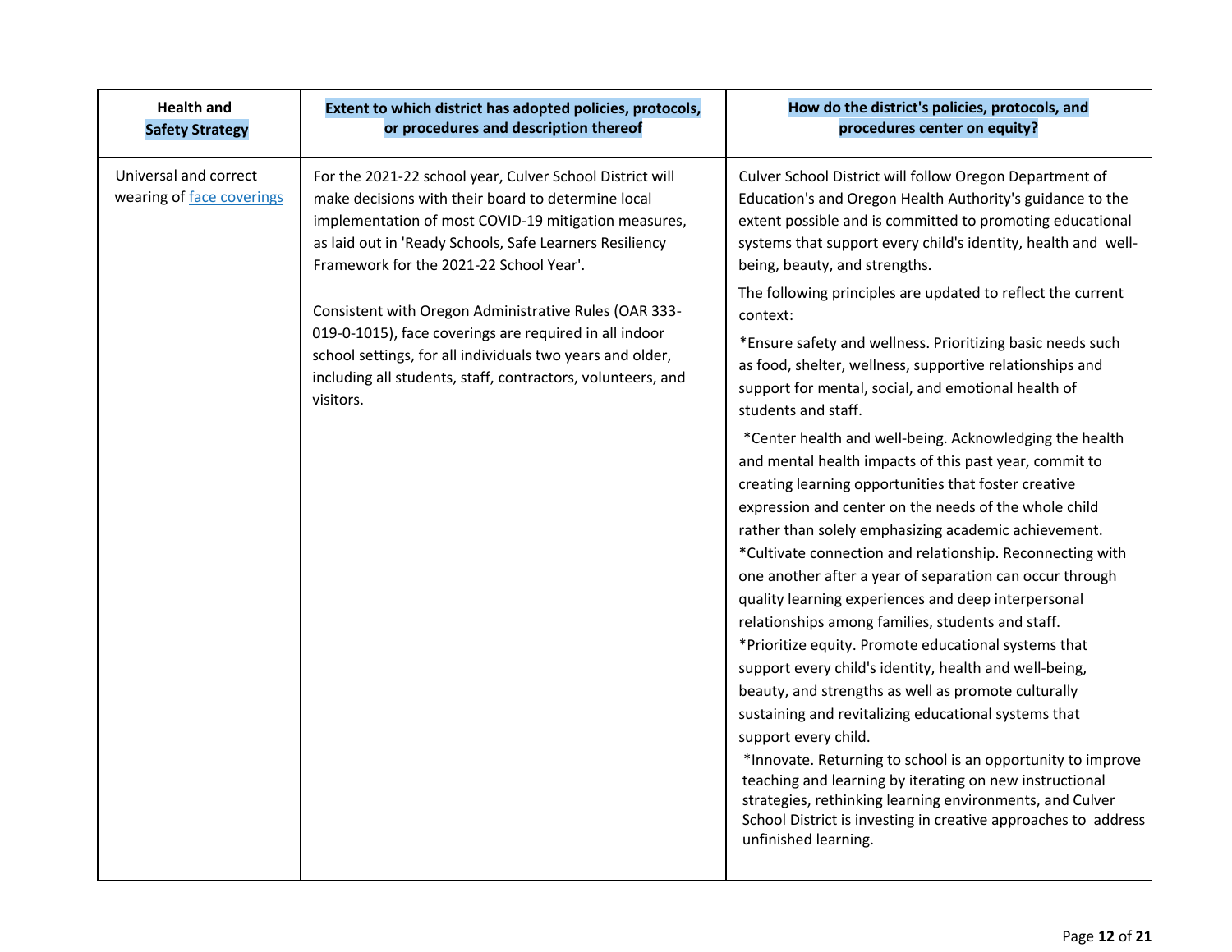| Health and Safety Strategy | Extent to which district has adopted policies, protocols, or procedures and description thereof | How do the district's policies, protocols, and procedures center on equity? |
|---|---|---|
| Universal and correct wearing of [face coverings]() | For the 2021-22 school year, Culver School District will make decisions with their board to determine local implementation of most COVID-19 mitigation measures, as laid out in 'Ready Schools, Safe Learners Resiliency Framework for the 2021-22 School Year'.<br><br>Consistent with Oregon Administrative Rules (OAR 333-019-0-1015), face coverings are required in all indoor school settings, for all individuals two years and older, including all students, staff, contractors, volunteers, and visitors. | Culver School District will follow Oregon Department of Education's and Oregon Health Authority's guidance to the extent possible and is committed to promoting educational systems that support every child's identity, health and well-being, beauty, and strengths.<br><br>The following principles are updated to reflect the current context:<br><br>*Ensure safety and wellness. Prioritizing basic needs such as food, shelter, wellness, supportive relationships and support for mental, social, and emotional health of students and staff.<br><br>*Center health and well-being. Acknowledging the health and mental health impacts of this past year, commit to creating learning opportunities that foster creative expression and center on the needs of the whole child rather than solely emphasizing academic achievement.<br>*Cultivate connection and relationship. Reconnecting with one another after a year of separation can occur through quality learning experiences and deep interpersonal relationships among families, students and staff.<br>*Prioritize equity. Promote educational systems that support every child's identity, health and well-being, beauty, and strengths as well as promote culturally sustaining and revitalizing educational systems that support every child.<br>*Innovate. Returning to school is an opportunity to improve teaching and learning by iterating on new instructional strategies, rethinking learning environments, and Culver School District is investing in creative approaches to address unfinished learning. |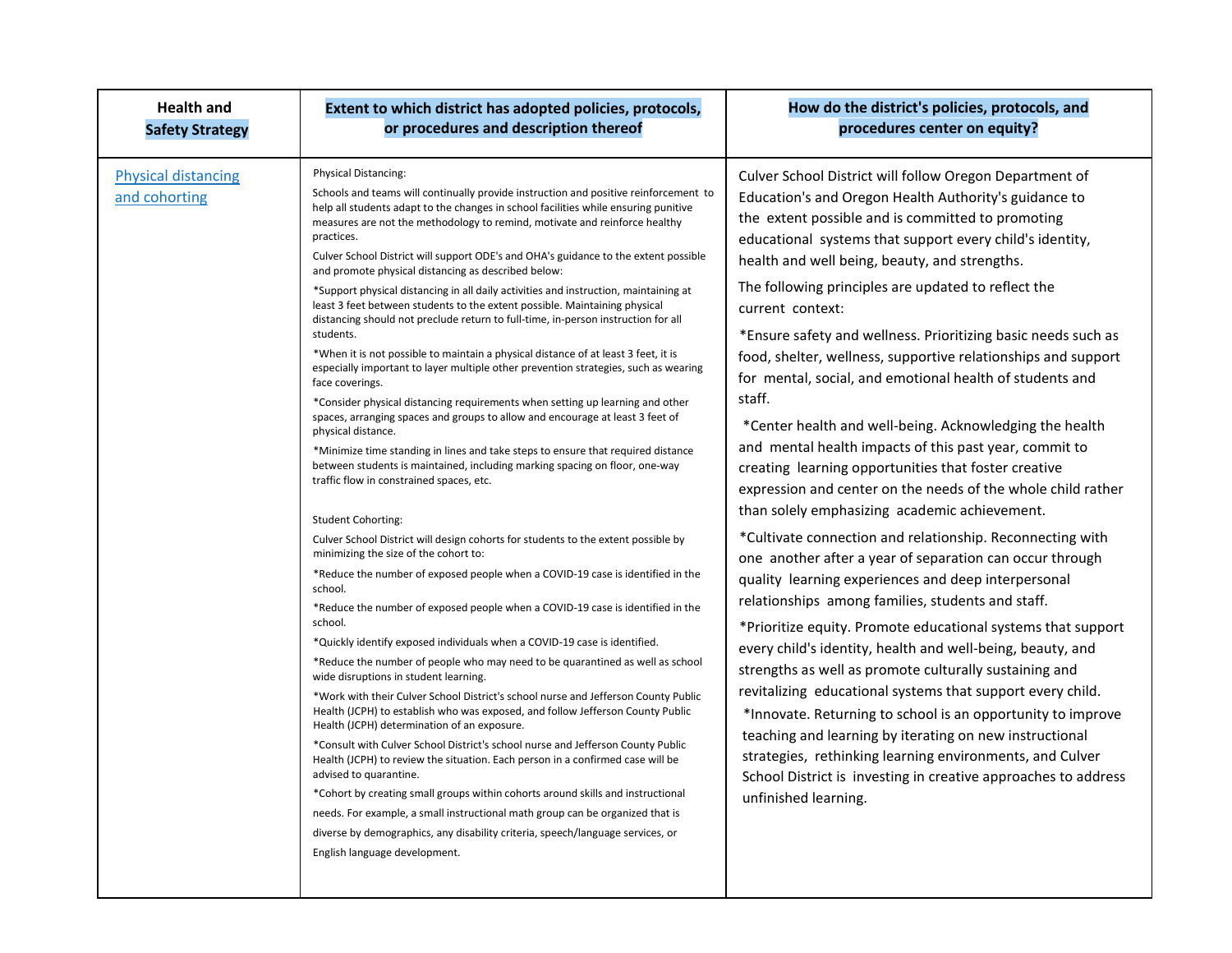| Health and Safety Strategy | Extent to which district has adopted policies, protocols, or procedures and description thereof | How do the district's policies, protocols, and procedures center on equity? |
|---|---|---|
| Physical distancing and cohorting | Physical Distancing:<br><br>Schools and teams will continually provide instruction and positive reinforcement to help all students adapt to the changes in school facilities while ensuring punitive measures are not the methodology to remind, motivate and reinforce healthy practices.<br><br>Culver School District will support ODE's and OHA's guidance to the extent possible and promote physical distancing as described below:<br><br>*Support physical distancing in all daily activities and instruction, maintaining at least 3 feet between students to the extent possible. Maintaining physical distancing should not preclude return to full-time, in-person instruction for all students.<br><br>*When it is not possible to maintain a physical distance of at least 3 feet, it is especially important to layer multiple other prevention strategies, such as wearing face coverings.<br><br>*Consider physical distancing requirements when setting up learning and other spaces, arranging spaces and groups to allow and encourage at least 3 feet of physical distance.<br><br>*Minimize time standing in lines and take steps to ensure that required distance between students is maintained, including marking spacing on floor, one-way traffic flow in constrained spaces, etc.<br><br>Student Cohorting:<br><br>Culver School District will design cohorts for students to the extent possible by minimizing the size of the cohort to:<br><br>*Reduce the number of exposed people when a COVID-19 case is identified in the school.<br><br>*Reduce the number of exposed people when a COVID-19 case is identified in the school.<br><br>*Quickly identify exposed individuals when a COVID-19 case is identified.<br><br>*Reduce the number of people who may need to be quarantined as well as school wide disruptions in student learning.<br><br>*Work with their Culver School District's school nurse and Jefferson County Public Health (JCPH) to establish who was exposed, and follow Jefferson County Public Health (JCPH) determination of an exposure.<br><br>*Consult with Culver School District's school nurse and Jefferson County Public Health (JCPH) to review the situation. Each person in a confirmed case will be advised to quarantine.<br><br>*Cohort by creating small groups within cohorts around skills and instructional needs. For example, a small instructional math group can be organized that is diverse by demographics, any disability criteria, speech/language services, or English language development. | Culver School District will follow Oregon Department of Education's and Oregon Health Authority's guidance to the extent possible and is committed to promoting educational systems that support every child's identity, health and well being, beauty, and strengths.<br><br>The following principles are updated to reflect the current context:<br><br>*Ensure safety and wellness. Prioritizing basic needs such as food, shelter, wellness, supportive relationships and support for mental, social, and emotional health of students and staff.<br><br>*Center health and well-being. Acknowledging the health and mental health impacts of this past year, commit to creating learning opportunities that foster creative expression and center on the needs of the whole child rather than solely emphasizing academic achievement.<br><br>*Cultivate connection and relationship. Reconnecting with one another after a year of separation can occur through quality learning experiences and deep interpersonal relationships among families, students and staff.<br><br>*Prioritize equity. Promote educational systems that support every child's identity, health and well-being, beauty, and strengths as well as promote culturally sustaining and revitalizing educational systems that support every child.<br><br>*Innovate. Returning to school is an opportunity to improve teaching and learning by iterating on new instructional strategies, rethinking learning environments, and Culver School District is investing in creative approaches to address unfinished learning. |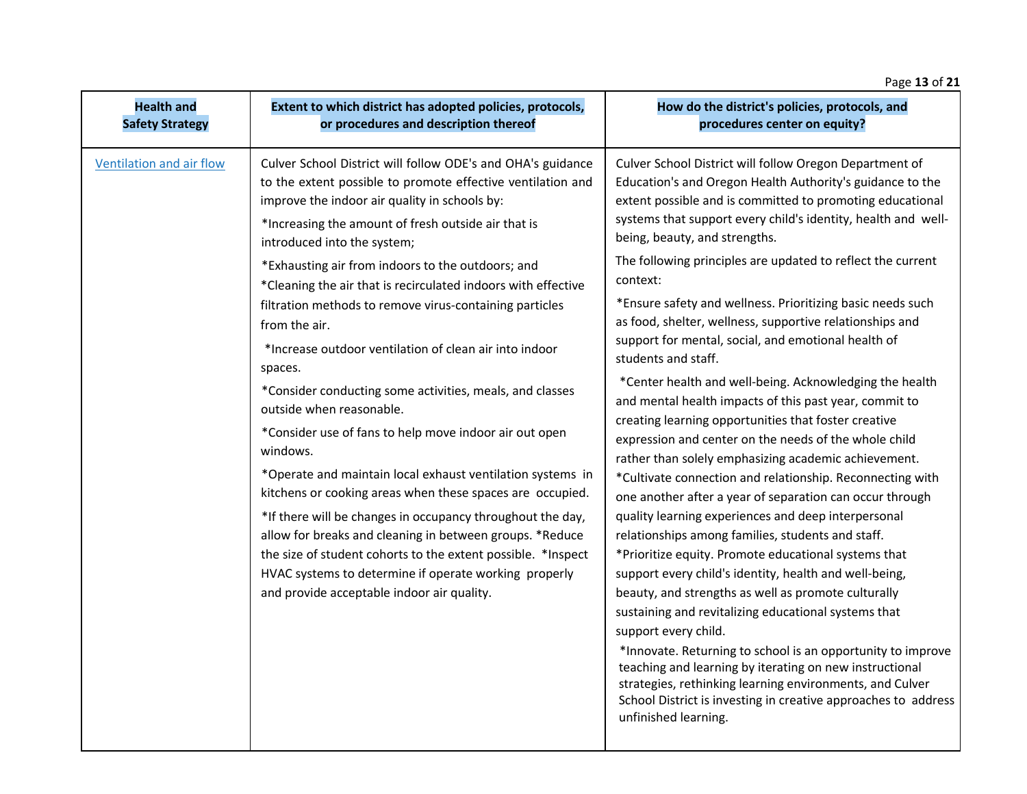| Health and Safety Strategy | Extent to which district has adopted policies, protocols, or procedures and description thereof | How do the district's policies, protocols, and procedures center on equity? |
|---|---|---|
| [Ventilation and air flow]() | Culver School District will follow ODE's and OHA's guidance to the extent possible to promote effective ventilation and improve the indoor air quality in schools by:<br>*Increasing the amount of fresh outside air that is introduced into the system;<br>*Exhausting air from indoors to the outdoors; and<br>*Cleaning the air that is recirculated indoors with effective filtration methods to remove virus-containing particles from the air.<br>*Increase outdoor ventilation of clean air into indoor spaces.<br>*Consider conducting some activities, meals, and classes outside when reasonable.<br>*Consider use of fans to help move indoor air out open windows.<br>*Operate and maintain local exhaust ventilation systems in kitchens or cooking areas when these spaces are occupied.<br>*If there will be changes in occupancy throughout the day, allow for breaks and cleaning in between groups. *Reduce the size of student cohorts to the extent possible. *Inspect HVAC systems to determine if operate working properly and provide acceptable indoor air quality. | Culver School District will follow Oregon Department of Education's and Oregon Health Authority's guidance to the extent possible and is committed to promoting educational systems that support every child's identity, health and well-being, beauty, and strengths.<br>The following principles are updated to reflect the current context:<br>*Ensure safety and wellness. Prioritizing basic needs such as food, shelter, wellness, supportive relationships and support for mental, social, and emotional health of students and staff.<br>*Center health and well-being. Acknowledging the health and mental health impacts of this past year, commit to creating learning opportunities that foster creative expression and center on the needs of the whole child rather than solely emphasizing academic achievement.<br>*Cultivate connection and relationship. Reconnecting with one another after a year of separation can occur through quality learning experiences and deep interpersonal relationships among families, students and staff.<br>*Prioritize equity. Promote educational systems that support every child's identity, health and well-being, beauty, and strengths as well as promote culturally sustaining and revitalizing educational systems that support every child.<br>*Innovate. Returning to school is an opportunity to improve teaching and learning by iterating on new instructional strategies, rethinking learning environments, and Culver School District is investing in creative approaches to address unfinished learning. |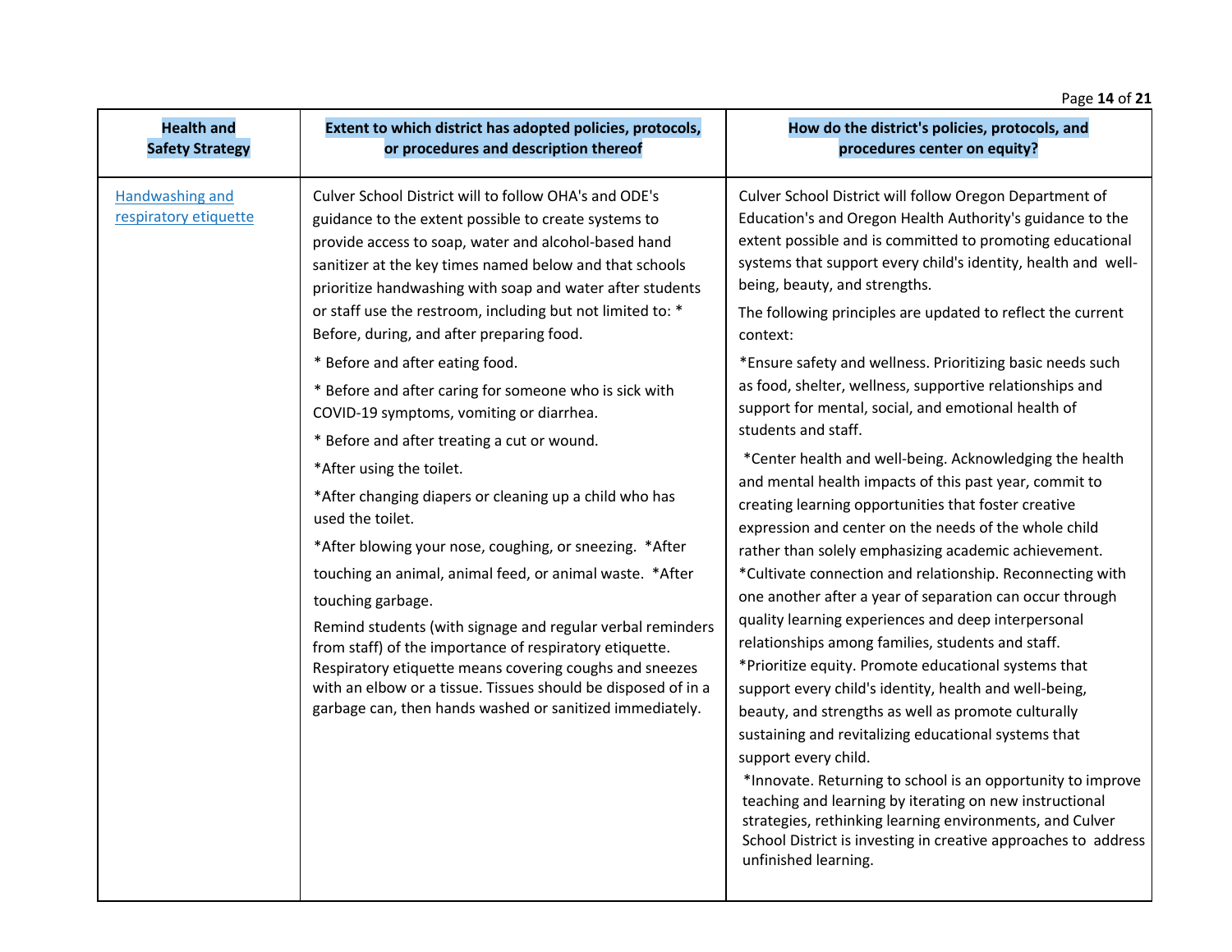| Health and Safety Strategy | Extent to which district has adopted policies, protocols, or procedures and description thereof | How do the district's policies, protocols, and procedures center on equity? |
|---|---|---|
| Handwashing and respiratory etiquette | Culver School District will to follow OHA's and ODE's guidance to the extent possible to create systems to provide access to soap, water and alcohol-based hand sanitizer at the key times named below and that schools prioritize handwashing with soap and water after students or staff use the restroom, including but not limited to: * Before, during, and after preparing food.<br>* Before and after eating food.<br>* Before and after caring for someone who is sick with COVID-19 symptoms, vomiting or diarrhea.<br>* Before and after treating a cut or wound.<br>*After using the toilet.<br>*After changing diapers or cleaning up a child who has used the toilet.<br>*After blowing your nose, coughing, or sneezing. *After touching an animal, animal feed, or animal waste. *After touching garbage.<br>Remind students (with signage and regular verbal reminders from staff) of the importance of respiratory etiquette. Respiratory etiquette means covering coughs and sneezes with an elbow or a tissue. Tissues should be disposed of in a garbage can, then hands washed or sanitized immediately. | Culver School District will follow Oregon Department of Education's and Oregon Health Authority's guidance to the extent possible and is committed to promoting educational systems that support every child's identity, health and well-being, beauty, and strengths.<br>The following principles are updated to reflect the current context:<br>*Ensure safety and wellness. Prioritizing basic needs such as food, shelter, wellness, supportive relationships and support for mental, social, and emotional health of students and staff.<br>*Center health and well-being. Acknowledging the health and mental health impacts of this past year, commit to creating learning opportunities that foster creative expression and center on the needs of the whole child rather than solely emphasizing academic achievement.<br>*Cultivate connection and relationship. Reconnecting with one another after a year of separation can occur through quality learning experiences and deep interpersonal relationships among families, students and staff.<br>*Prioritize equity. Promote educational systems that support every child's identity, health and well-being, beauty, and strengths as well as promote culturally sustaining and revitalizing educational systems that support every child.<br>*Innovate. Returning to school is an opportunity to improve teaching and learning by iterating on new instructional strategies, rethinking learning environments, and Culver School District is investing in creative approaches to address unfinished learning. |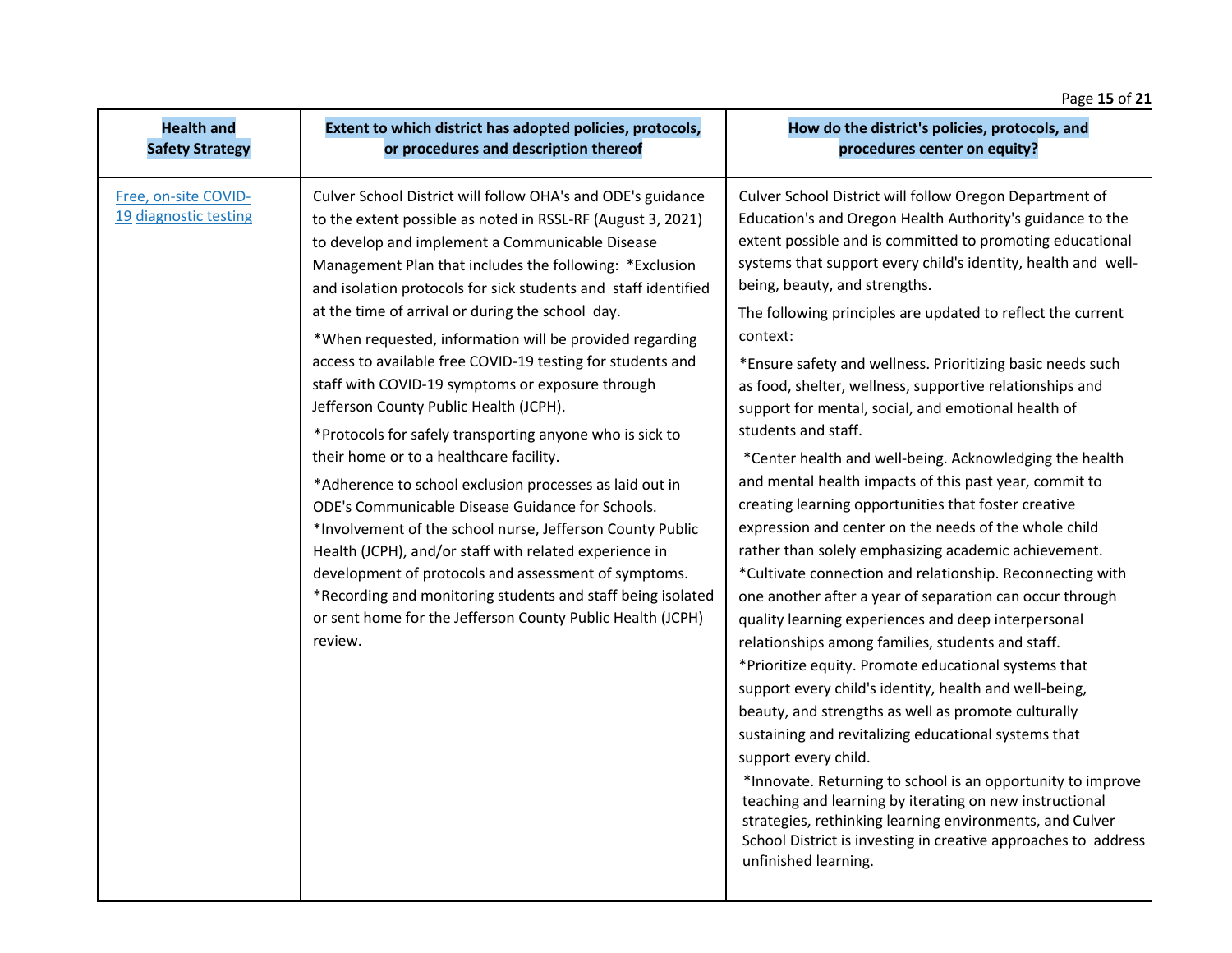| Health and Safety Strategy | Extent to which district has adopted policies, protocols, or procedures and description thereof | How do the district's policies, protocols, and procedures center on equity? |
|---|---|---|
| [Free, on-site COVID-19 diagnostic testing]() | Culver School District will follow OHA's and ODE's guidance to the extent possible as noted in RSSL-RF (August 3, 2021) to develop and implement a Communicable Disease Management Plan that includes the following: *Exclusion and isolation protocols for sick students and staff identified at the time of arrival or during the school day.<br><br>*When requested, information will be provided regarding access to available free COVID-19 testing for students and staff with COVID-19 symptoms or exposure through Jefferson County Public Health (JCPH).<br><br>*Protocols for safely transporting anyone who is sick to their home or to a healthcare facility.<br><br>*Adherence to school exclusion processes as laid out in ODE's Communicable Disease Guidance for Schools.<br>*Involvement of the school nurse, Jefferson County Public Health (JCPH), and/or staff with related experience in development of protocols and assessment of symptoms.<br>*Recording and monitoring students and staff being isolated or sent home for the Jefferson County Public Health (JCPH) review. | Culver School District will follow Oregon Department of Education's and Oregon Health Authority's guidance to the extent possible and is committed to promoting educational systems that support every child's identity, health and well-being, beauty, and strengths.<br><br>The following principles are updated to reflect the current context:<br><br>*Ensure safety and wellness. Prioritizing basic needs such as food, shelter, wellness, supportive relationships and support for mental, social, and emotional health of students and staff.<br><br>*Center health and well-being. Acknowledging the health and mental health impacts of this past year, commit to creating learning opportunities that foster creative expression and center on the needs of the whole child rather than solely emphasizing academic achievement.<br>*Cultivate connection and relationship. Reconnecting with one another after a year of separation can occur through quality learning experiences and deep interpersonal relationships among families, students and staff.<br>*Prioritize equity. Promote educational systems that support every child's identity, health and well-being, beauty, and strengths as well as promote culturally sustaining and revitalizing educational systems that support every child.<br>*Innovate. Returning to school is an opportunity to improve teaching and learning by iterating on new instructional strategies, rethinking learning environments, and Culver School District is investing in creative approaches to address unfinished learning. |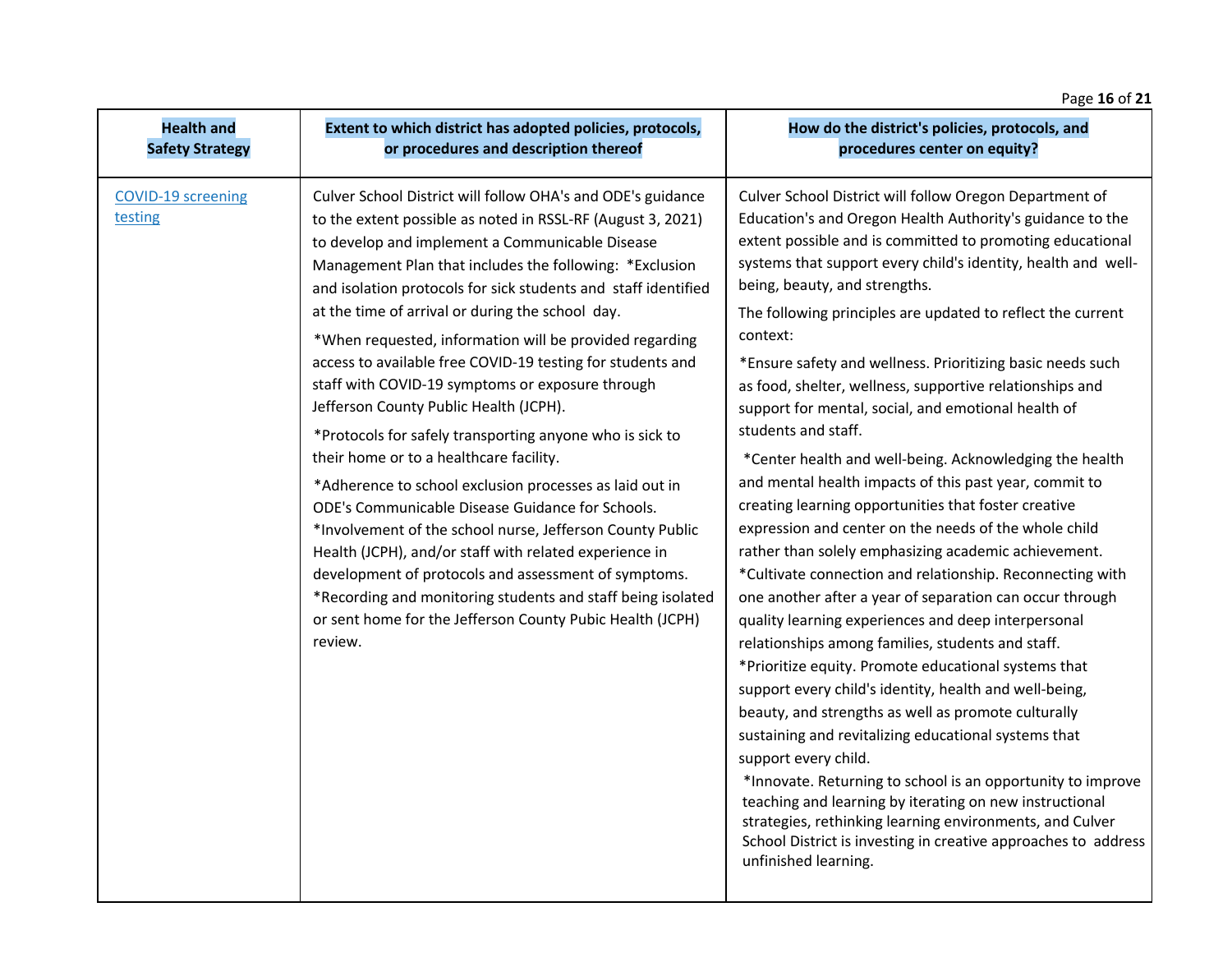| Health and Safety Strategy | Extent to which district has adopted policies, protocols, or procedures and description thereof | How do the district's policies, protocols, and procedures center on equity? |
|---|---|---|
| [COVID-19 screening testing]() | Culver School District will follow OHA's and ODE's guidance to the extent possible as noted in RSSL-RF (August 3, 2021) to develop and implement a Communicable Disease Management Plan that includes the following: *Exclusion and isolation protocols for sick students and staff identified at the time of arrival or during the school day.<br><br>*When requested, information will be provided regarding access to available free COVID-19 testing for students and staff with COVID-19 symptoms or exposure through Jefferson County Public Health (JCPH).<br><br>*Protocols for safely transporting anyone who is sick to their home or to a healthcare facility.<br><br>*Adherence to school exclusion processes as laid out in ODE's Communicable Disease Guidance for Schools.<br>*Involvement of the school nurse, Jefferson County Public Health (JCPH), and/or staff with related experience in development of protocols and assessment of symptoms.<br>*Recording and monitoring students and staff being isolated or sent home for the Jefferson County Pubic Health (JCPH) review. | Culver School District will follow Oregon Department of Education's and Oregon Health Authority's guidance to the extent possible and is committed to promoting educational systems that support every child's identity, health and well-being, beauty, and strengths.<br><br>The following principles are updated to reflect the current context:<br><br>*Ensure safety and wellness. Prioritizing basic needs such as food, shelter, wellness, supportive relationships and support for mental, social, and emotional health of students and staff.<br><br>*Center health and well-being. Acknowledging the health and mental health impacts of this past year, commit to creating learning opportunities that foster creative expression and center on the needs of the whole child rather than solely emphasizing academic achievement.<br>*Cultivate connection and relationship. Reconnecting with one another after a year of separation can occur through quality learning experiences and deep interpersonal relationships among families, students and staff.<br>*Prioritize equity. Promote educational systems that support every child's identity, health and well-being, beauty, and strengths as well as promote culturally sustaining and revitalizing educational systems that support every child.<br>*Innovate. Returning to school is an opportunity to improve teaching and learning by iterating on new instructional strategies, rethinking learning environments, and Culver School District is investing in creative approaches to address unfinished learning. |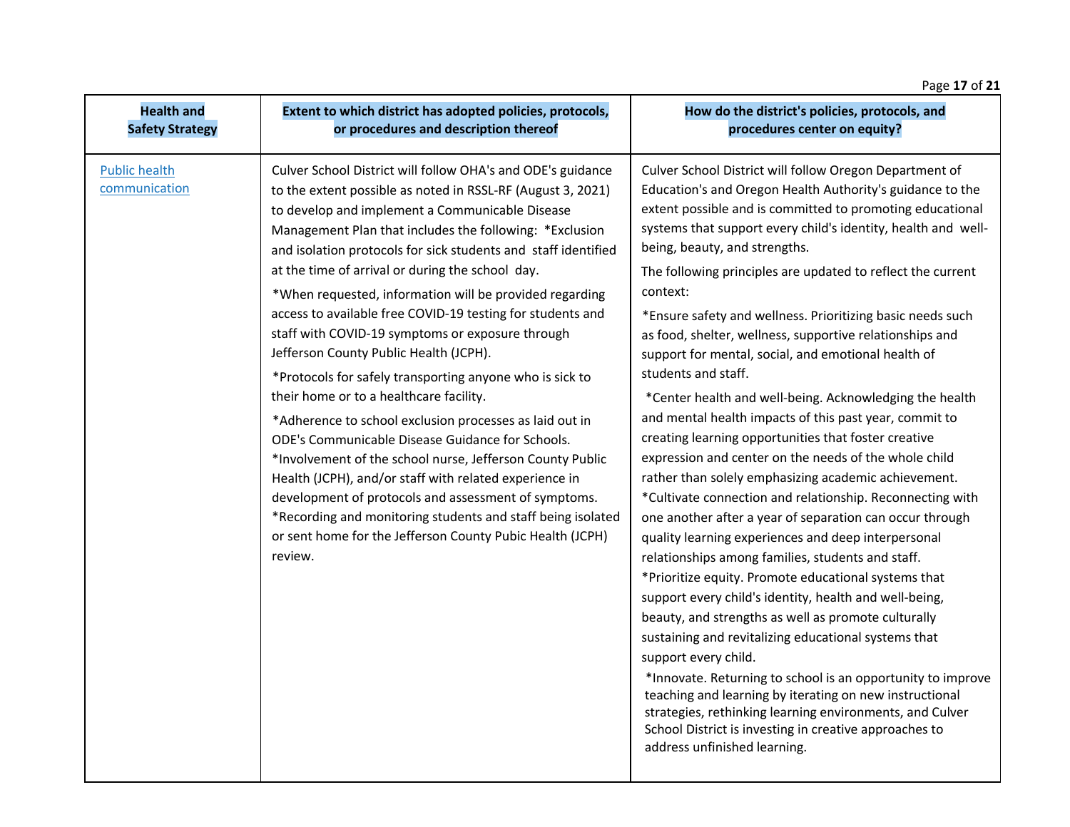| Health and Safety Strategy | Extent to which district has adopted policies, protocols, or procedures and description thereof | How do the district's policies, protocols, and procedures center on equity? |
|---|---|---|
| Public health communication | Culver School District will follow OHA's and ODE's guidance to the extent possible as noted in RSSL-RF (August 3, 2021) to develop and implement a Communicable Disease Management Plan that includes the following: *Exclusion and isolation protocols for sick students and staff identified at the time of arrival or during the school day.<br><br>*When requested, information will be provided regarding access to available free COVID-19 testing for students and staff with COVID-19 symptoms or exposure through Jefferson County Public Health (JCPH).<br><br>*Protocols for safely transporting anyone who is sick to their home or to a healthcare facility.<br><br>*Adherence to school exclusion processes as laid out in ODE's Communicable Disease Guidance for Schools. *Involvement of the school nurse, Jefferson County Public Health (JCPH), and/or staff with related experience in development of protocols and assessment of symptoms. *Recording and monitoring students and staff being isolated or sent home for the Jefferson County Pubic Health (JCPH) review. | Culver School District will follow Oregon Department of Education's and Oregon Health Authority's guidance to the extent possible and is committed to promoting educational systems that support every child's identity, health and well-being, beauty, and strengths.<br><br>The following principles are updated to reflect the current context:<br><br>*Ensure safety and wellness. Prioritizing basic needs such as food, shelter, wellness, supportive relationships and support for mental, social, and emotional health of students and staff.<br><br>*Center health and well-being. Acknowledging the health and mental health impacts of this past year, commit to creating learning opportunities that foster creative expression and center on the needs of the whole child rather than solely emphasizing academic achievement. *Cultivate connection and relationship. Reconnecting with one another after a year of separation can occur through quality learning experiences and deep interpersonal relationships among families, students and staff. *Prioritize equity. Promote educational systems that support every child's identity, health and well-being, beauty, and strengths as well as promote culturally sustaining and revitalizing educational systems that support every child.<br><br>*Innovate. Returning to school is an opportunity to improve teaching and learning by iterating on new instructional strategies, rethinking learning environments, and Culver School District is investing in creative approaches to address unfinished learning. |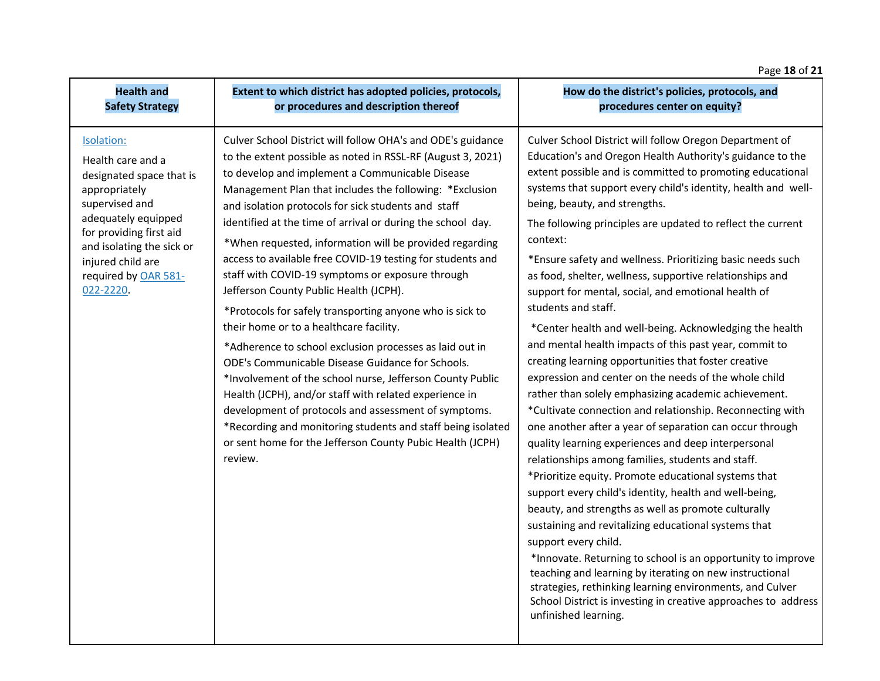| Health and Safety Strategy | Extent to which district has adopted policies, protocols, or procedures and description thereof | How do the district's policies, protocols, and procedures center on equity? |
|---|---|---|
| Isolation: <br> Health care and a designated space that is appropriately supervised and adequately equipped for providing first aid and isolating the sick or injured child are required by OAR 581-022-2220. | Culver School District will follow OHA's and ODE's guidance to the extent possible as noted in RSSL-RF (August 3, 2021) to develop and implement a Communicable Disease Management Plan that includes the following: *Exclusion and isolation protocols for sick students and staff identified at the time of arrival or during the school day. <br> *When requested, information will be provided regarding access to available free COVID-19 testing for students and staff with COVID-19 symptoms or exposure through Jefferson County Public Health (JCPH). <br> *Protocols for safely transporting anyone who is sick to their home or to a healthcare facility. <br> *Adherence to school exclusion processes as laid out in ODE's Communicable Disease Guidance for Schools. <br> *Involvement of the school nurse, Jefferson County Public Health (JCPH), and/or staff with related experience in development of protocols and assessment of symptoms. <br> *Recording and monitoring students and staff being isolated or sent home for the Jefferson County Pubic Health (JCPH) review. | Culver School District will follow Oregon Department of Education's and Oregon Health Authority's guidance to the extent possible and is committed to promoting educational systems that support every child's identity, health and well-being, beauty, and strengths. <br> The following principles are updated to reflect the current context: <br> *Ensure safety and wellness. Prioritizing basic needs such as food, shelter, wellness, supportive relationships and support for mental, social, and emotional health of students and staff. <br> *Center health and well-being. Acknowledging the health and mental health impacts of this past year, commit to creating learning opportunities that foster creative expression and center on the needs of the whole child rather than solely emphasizing academic achievement. <br> *Cultivate connection and relationship. Reconnecting with one another after a year of separation can occur through quality learning experiences and deep interpersonal relationships among families, students and staff. <br> *Prioritize equity. Promote educational systems that support every child's identity, health and well-being, beauty, and strengths as well as promote culturally sustaining and revitalizing educational systems that support every child. <br> *Innovate. Returning to school is an opportunity to improve teaching and learning by iterating on new instructional strategies, rethinking learning environments, and Culver School District is investing in creative approaches to address unfinished learning. |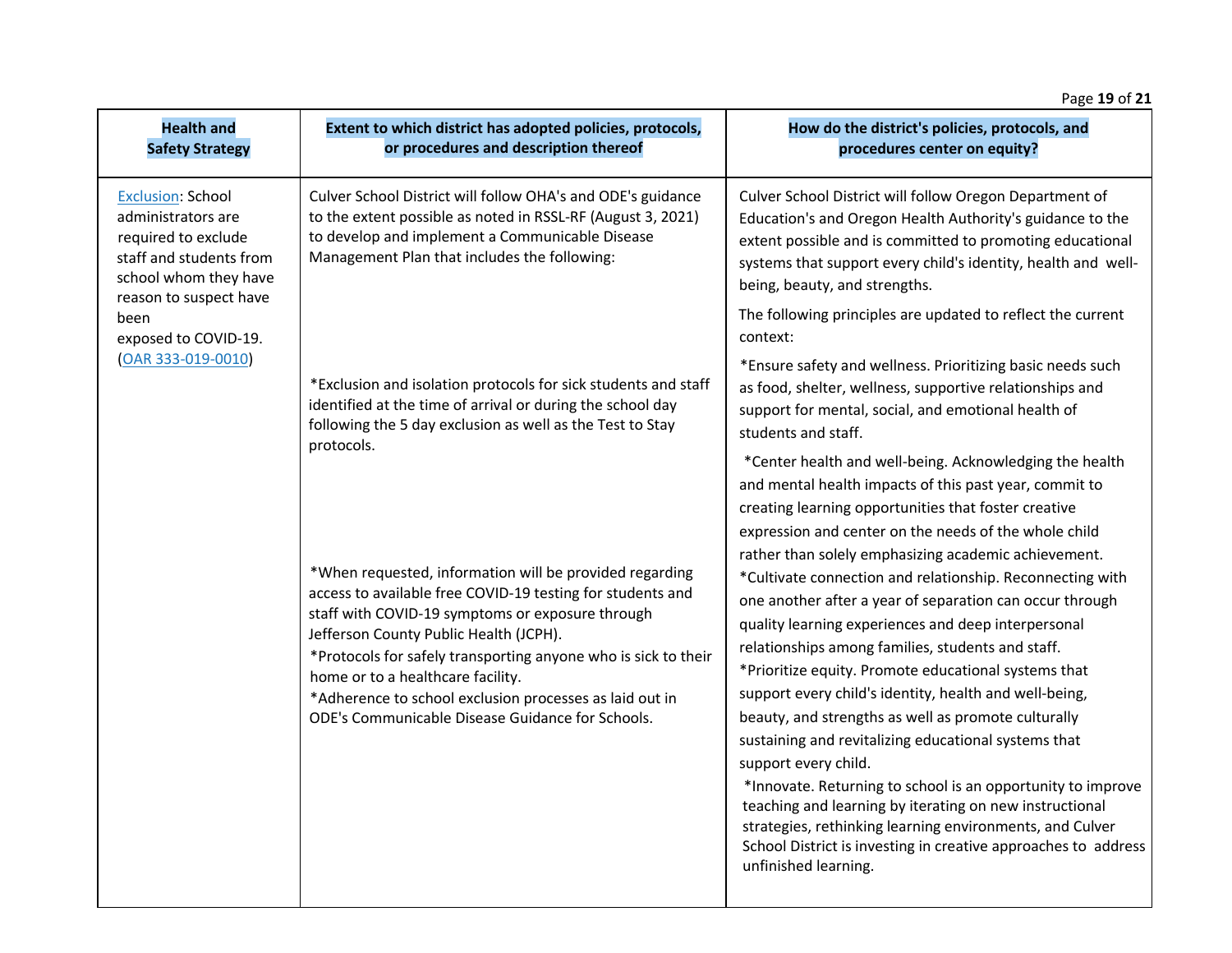| Health and Safety Strategy | Extent to which district has adopted policies, protocols, or procedures and description thereof | How do the district's policies, protocols, and procedures center on equity? |
|---|---|---|
| Exclusion: School administrators are required to exclude staff and students from school whom they have reason to suspect have been exposed to COVID-19. (OAR 333-019-0010) | Culver School District will follow OHA's and ODE's guidance to the extent possible as noted in RSSL-RF (August 3, 2021) to develop and implement a Communicable Disease Management Plan that includes the following:<br><br>*Exclusion and isolation protocols for sick students and staff identified at the time of arrival or during the school day following the 5 day exclusion as well as the Test to Stay protocols.<br><br>*When requested, information will be provided regarding access to available free COVID-19 testing for students and staff with COVID-19 symptoms or exposure through Jefferson County Public Health (JCPH).<br>*Protocols for safely transporting anyone who is sick to their home or to a healthcare facility.<br>*Adherence to school exclusion processes as laid out in ODE's Communicable Disease Guidance for Schools. | Culver School District will follow Oregon Department of Education's and Oregon Health Authority's guidance to the extent possible and is committed to promoting educational systems that support every child's identity, health and well-being, beauty, and strengths.<br><br>The following principles are updated to reflect the current context:<br><br>*Ensure safety and wellness. Prioritizing basic needs such as food, shelter, wellness, supportive relationships and support for mental, social, and emotional health of students and staff.<br><br>*Center health and well-being. Acknowledging the health and mental health impacts of this past year, commit to creating learning opportunities that foster creative expression and center on the needs of the whole child rather than solely emphasizing academic achievement.<br>*Cultivate connection and relationship. Reconnecting with one another after a year of separation can occur through quality learning experiences and deep interpersonal relationships among families, students and staff.<br>*Prioritize equity. Promote educational systems that support every child's identity, health and well-being, beauty, and strengths as well as promote culturally sustaining and revitalizing educational systems that support every child.<br>*Innovate. Returning to school is an opportunity to improve teaching and learning by iterating on new instructional strategies, rethinking learning environments, and Culver School District is investing in creative approaches to address unfinished learning. |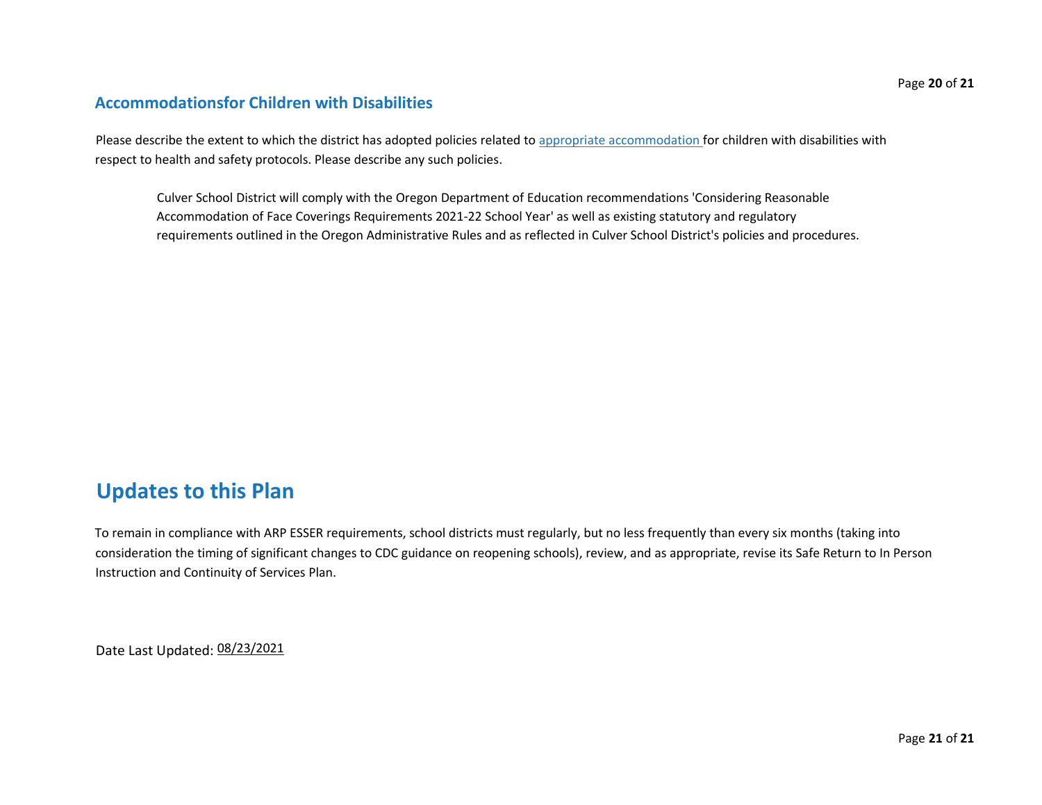### Accommodationsfor Children with Disabilities

Please describe the extent to which the district has adopted policies related to appropriate accommodation for children with disabilities with respect to health and safety protocols. Please describe any such policies.

Culver School District will comply with the Oregon Department of Education recommendations 'Considering Reasonable Accommodation of Face Coverings Requirements 2021-22 School Year' as well as existing statutory and regulatory requirements outlined in the Oregon Administrative Rules and as reflected in Culver School District's policies and procedures.

## Updates to this Plan

To remain in compliance with ARP ESSER requirements, school districts must regularly, but no less frequently than every six months (taking into consideration the timing of significant changes to CDC guidance on reopening schools), review, and as appropriate, revise its Safe Return to In Person Instruction and Continuity of Services Plan.

Date Last Updated: 08/23/2021